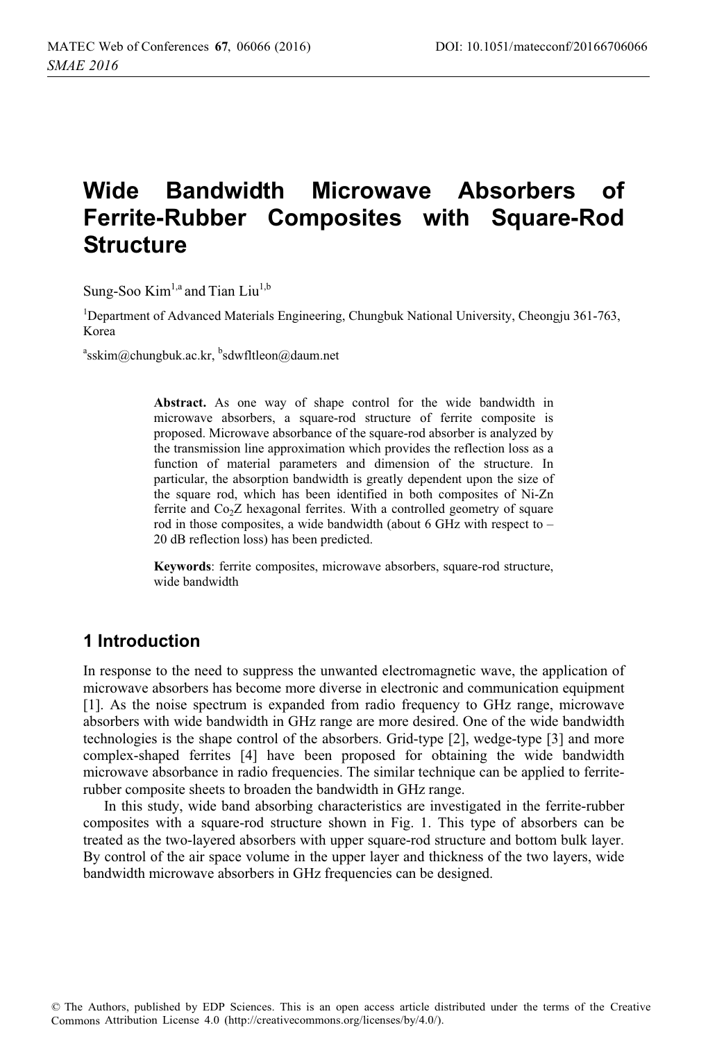# Wide Bandwidth Microwave Absorbers of Ferrite-Rubber Composites with Square-Rod Structure

Sung-Soo Kim[1,a] and Tian Liu[1,b]

[1]Department of Advanced Materials Engineering, Chungbuk National University, Cheongju 361-763, Korea

[a]sskim@chungbuk.ac.kr, [b]sdwfltleon@daum.net

**Abstract.** As one way of shape control for the wide bandwidth in microwave absorbers, a square-rod structure of ferrite composite is proposed. Microwave absorbance of the square-rod absorber is analyzed by the transmission line approximation which provides the reflection loss as a function of material parameters and dimension of the structure. In particular, the absorption bandwidth is greatly dependent upon the size of the square rod, which has been identified in both composites of Ni-Zn ferrite and $Co_2Z$ hexagonal ferrites. With a controlled geometry of square rod in those composites, a wide bandwidth (about 6 GHz with respect to – 20 dB reflection loss) has been predicted.

**Keywords**: ferrite composites, microwave absorbers, square-rod structure, wide bandwidth

## 1 Introduction

In response to the need to suppress the unwanted electromagnetic wave, the application of microwave absorbers has become more diverse in electronic and communication equipment [1]. As the noise spectrum is expanded from radio frequency to GHz range, microwave absorbers with wide bandwidth in GHz range are more desired. One of the wide bandwidth technologies is the shape control of the absorbers. Grid-type [2], wedge-type [3] and more complex-shaped ferrites [4] have been proposed for obtaining the wide bandwidth microwave absorbance in radio frequencies. The similar technique can be applied to ferrite-rubber composite sheets to broaden the bandwidth in GHz range.

In this study, wide band absorbing characteristics are investigated in the ferrite-rubber composites with a square-rod structure shown in Fig. 1. This type of absorbers can be treated as the two-layered absorbers with upper square-rod structure and bottom bulk layer. By control of the air space volume in the upper layer and thickness of the two layers, wide bandwidth microwave absorbers in GHz frequencies can be designed.

© The Authors, published by EDP Sciences. This is an open access article distributed under the terms of the Creative Commons Attribution License 4.0 (http://creativecommons.org/licenses/by/4.0/).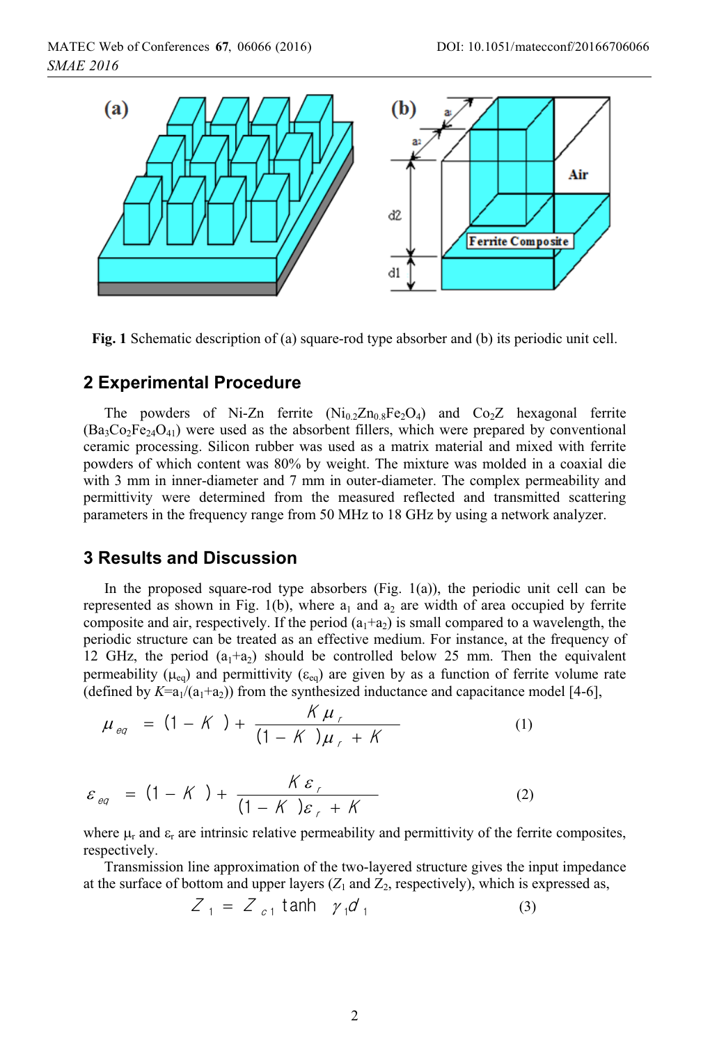Fig. 1 Schematic description of (a) square-rod type absorber and (b) its periodic unit cell.

## 2 Experimental Procedure

The powders of Ni-Zn ferrite ($Ni_{0.2}Zn_{0.8}Fe_2O_4$) and $Co_2Z$ hexagonal ferrite ($Ba_3Co_2Fe_{24}O_{41}$) were used as the absorbent fillers, which were prepared by conventional ceramic processing. Silicon rubber was used as a matrix material and mixed with ferrite powders of which content was 80% by weight. The mixture was molded in a coaxial die with 3 mm in inner-diameter and 7 mm in outer-diameter. The complex permeability and permittivity were determined from the measured reflected and transmitted scattering parameters in the frequency range from 50 MHz to 18 GHz by using a network analyzer.

## 3 Results and Discussion

In the proposed square-rod type absorbers (Fig. 1(a)), the periodic unit cell can be represented as shown in Fig. 1(b), where $a_1$ and $a_2$ are width of area occupied by ferrite composite and air, respectively. If the period ($a_1$+$a_2$) is small compared to a wavelength, the periodic structure can be treated as an effective medium. For instance, at the frequency of 12 GHz, the period ($a_1$+$a_2$) should be controlled below 25 mm. Then the equivalent permeability ($\mu_{eq}$) and permittivity ($\varepsilon_{eq}$) are given by as a function of ferrite volume rate (defined by $K=a_1/(a_1+a_2)$) from the synthesized inductance and capacitance model [4-6],

$$\mu_{eq} = (1-K) + \frac{K\mu_r}{(1-K)\mu_r + K} \tag{1}$$

$$\varepsilon_{eq} = (1-K) + \frac{K\varepsilon_r}{(1-K)\varepsilon_r + K} \tag{2}$$

where $\mu_r$ and $\varepsilon_r$ are intrinsic relative permeability and permittivity of the ferrite composites, respectively.

Transmission line approximation of the two-layered structure gives the input impedance at the surface of bottom and upper layers ($Z_1$ and $Z_2$, respectively), which is expressed as,

$$Z_1 = Z_{c1} \tanh \gamma_1 d_1 \tag{3}$$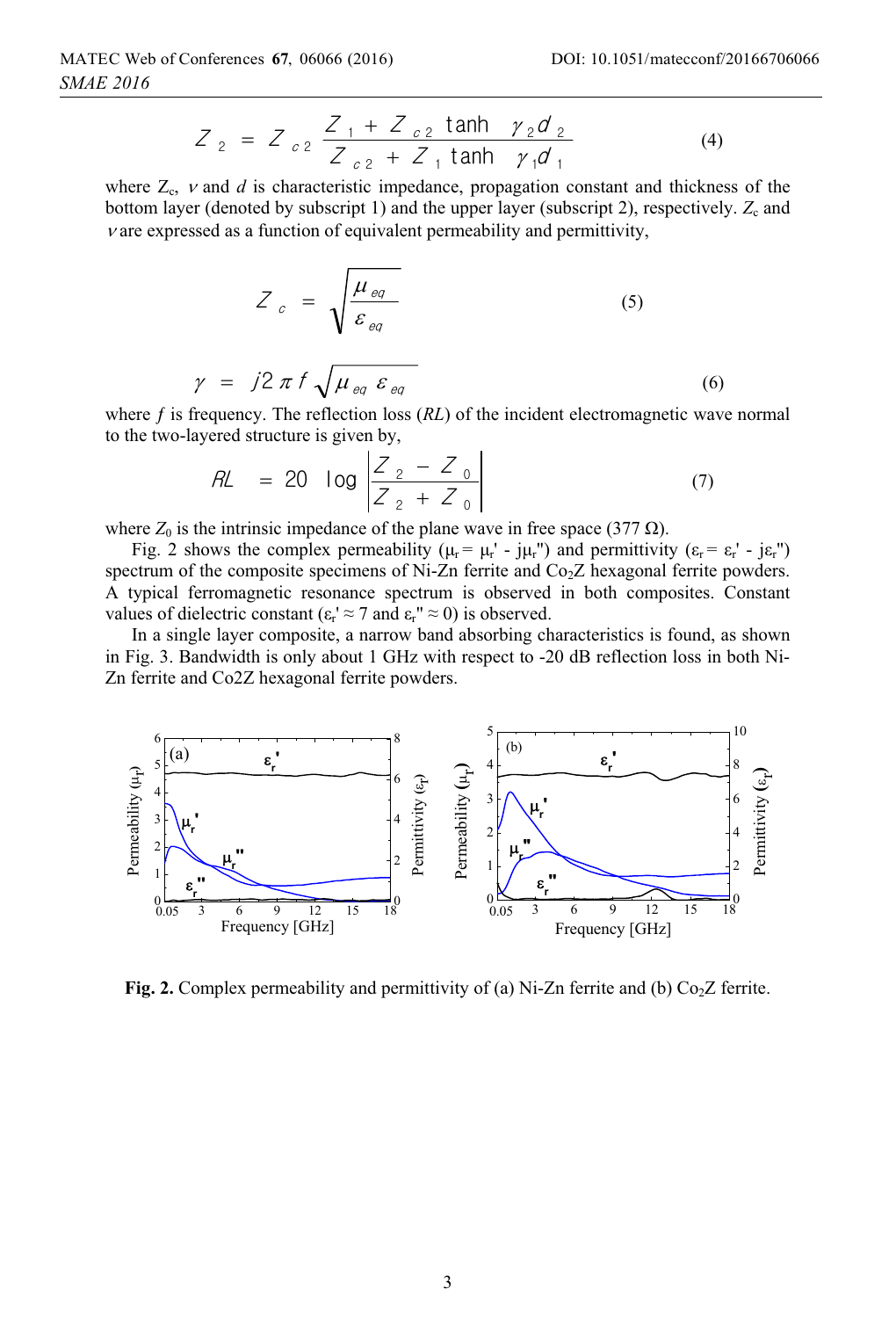$$Z_2 = Z_{c2} \frac{Z_1 + Z_{c2} \tanh \gamma_2 d_2}{Z_{c2} + Z_1 \tanh \gamma_1 d_1} \tag{4}$$

where $Z_c$, $\nu$ and $d$ is characteristic impedance, propagation constant and thickness of the bottom layer (denoted by subscript 1) and the upper layer (subscript 2), respectively. $Z_c$ and $\nu$ are expressed as a function of equivalent permeability and permittivity,

$$Z_c = \sqrt{\frac{\mu_{eq}}{\varepsilon_{eq}}} \tag{5}$$

$$\gamma = j2\pi f \sqrt{\mu_{eq}\, \varepsilon_{eq}} \tag{6}$$

where $f$ is frequency. The reflection loss ($RL$) of the incident electromagnetic wave normal to the two-layered structure is given by,

$$RL = 20 \log \left| \frac{Z_2 - Z_0}{Z_2 + Z_0} \right| \tag{7}$$

where $Z_0$ is the intrinsic impedance of the plane wave in free space (377 Ω).

Fig. 2 shows the complex permeability ($\mu_r = \mu_r' - j\mu_r''$) and permittivity ($\varepsilon_r = \varepsilon_r' - j\varepsilon_r''$) spectrum of the composite specimens of Ni-Zn ferrite and $Co_2Z$ hexagonal ferrite powders. A typical ferromagnetic resonance spectrum is observed in both composites. Constant values of dielectric constant ($\varepsilon_r' \approx 7$ and $\varepsilon_r'' \approx 0$) is observed.

In a single layer composite, a narrow band absorbing characteristics is found, as shown in Fig. 3. Bandwidth is only about 1 GHz with respect to -20 dB reflection loss in both Ni-Zn ferrite and Co2Z hexagonal ferrite powders.

**Fig. 2.** Complex permeability and permittivity of (a) Ni-Zn ferrite and (b) $Co_2Z$ ferrite.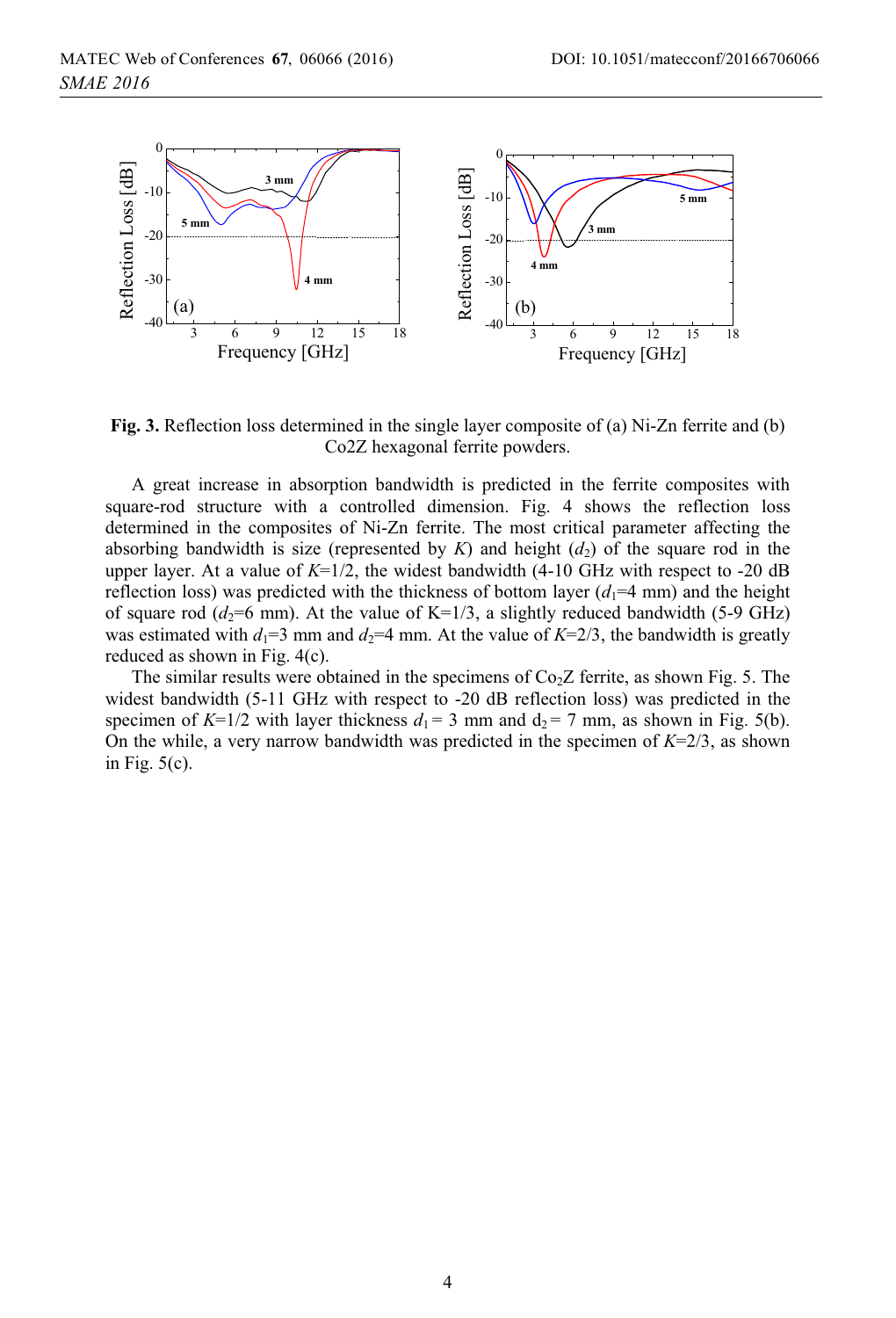**Fig. 3.** Reflection loss determined in the single layer composite of (a) Ni-Zn ferrite and (b) Co2Z hexagonal ferrite powders.

A great increase in absorption bandwidth is predicted in the ferrite composites with square-rod structure with a controlled dimension. Fig. 4 shows the reflection loss determined in the composites of Ni-Zn ferrite. The most critical parameter affecting the absorbing bandwidth is size (represented by $K$) and height ($d_2$) of the square rod in the upper layer. At a value of $K$=1/2, the widest bandwidth (4-10 GHz with respect to -20 dB reflection loss) was predicted with the thickness of bottom layer ($d_1$=4 mm) and the height of square rod ($d_2$=6 mm). At the value of K=1/3, a slightly reduced bandwidth (5-9 GHz) was estimated with $d_1$=3 mm and $d_2$=4 mm. At the value of $K$=2/3, the bandwidth is greatly reduced as shown in Fig. 4(c).

The similar results were obtained in the specimens of $Co_2Z$ ferrite, as shown Fig. 5. The widest bandwidth (5-11 GHz with respect to -20 dB reflection loss) was predicted in the specimen of $K$=1/2 with layer thickness $d_1$ = 3 mm and $d_2$ = 7 mm, as shown in Fig. 5(b). On the while, a very narrow bandwidth was predicted in the specimen of $K$=2/3, as shown in Fig. 5(c).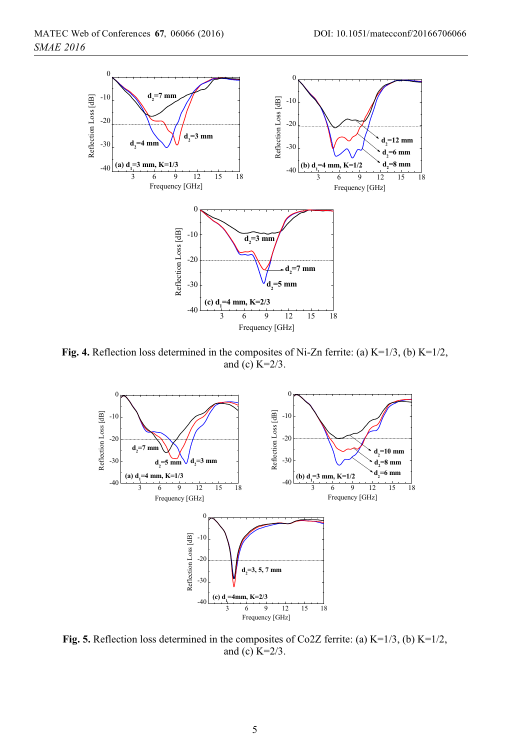**Fig. 4.** Reflection loss determined in the composites of Ni-Zn ferrite: (a) K=1/3, (b) K=1/2, and (c) K=2/3.

**Fig. 5.** Reflection loss determined in the composites of Co2Z ferrite: (a) K=1/3, (b) K=1/2, and (c) K=2/3.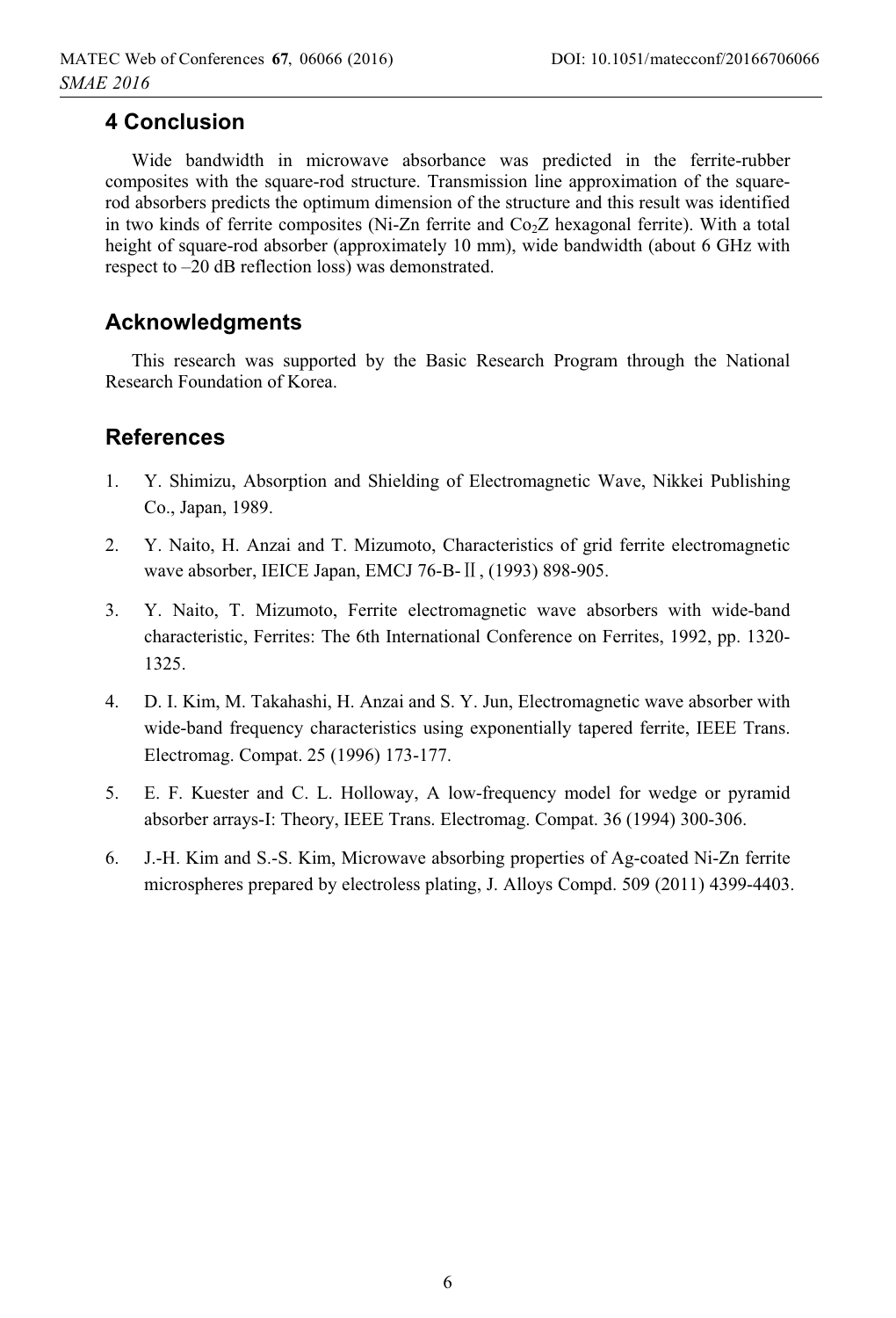## 4 Conclusion

Wide bandwidth in microwave absorbance was predicted in the ferrite-rubber composites with the square-rod structure. Transmission line approximation of the square-rod absorbers predicts the optimum dimension of the structure and this result was identified in two kinds of ferrite composites (Ni-Zn ferrite and $Co_2Z$ hexagonal ferrite). With a total height of square-rod absorber (approximately 10 mm), wide bandwidth (about 6 GHz with respect to –20 dB reflection loss) was demonstrated.

## Acknowledgments

This research was supported by the Basic Research Program through the National Research Foundation of Korea.

## References

1. Y. Shimizu, Absorption and Shielding of Electromagnetic Wave, Nikkei Publishing Co., Japan, 1989.
2. Y. Naito, H. Anzai and T. Mizumoto, Characteristics of grid ferrite electromagnetic wave absorber, IEICE Japan, EMCJ 76-B-Ⅱ, (1993) 898-905.
3. Y. Naito, T. Mizumoto, Ferrite electromagnetic wave absorbers with wide-band characteristic, Ferrites: The 6th International Conference on Ferrites, 1992, pp. 1320-1325.
4. D. I. Kim, M. Takahashi, H. Anzai and S. Y. Jun, Electromagnetic wave absorber with wide-band frequency characteristics using exponentially tapered ferrite, IEEE Trans. Electromag. Compat. 25 (1996) 173-177.
5. E. F. Kuester and C. L. Holloway, A low-frequency model for wedge or pyramid absorber arrays-I: Theory, IEEE Trans. Electromag. Compat. 36 (1994) 300-306.
6. J.-H. Kim and S.-S. Kim, Microwave absorbing properties of Ag-coated Ni-Zn ferrite microspheres prepared by electroless plating, J. Alloys Compd. 509 (2011) 4399-4403.